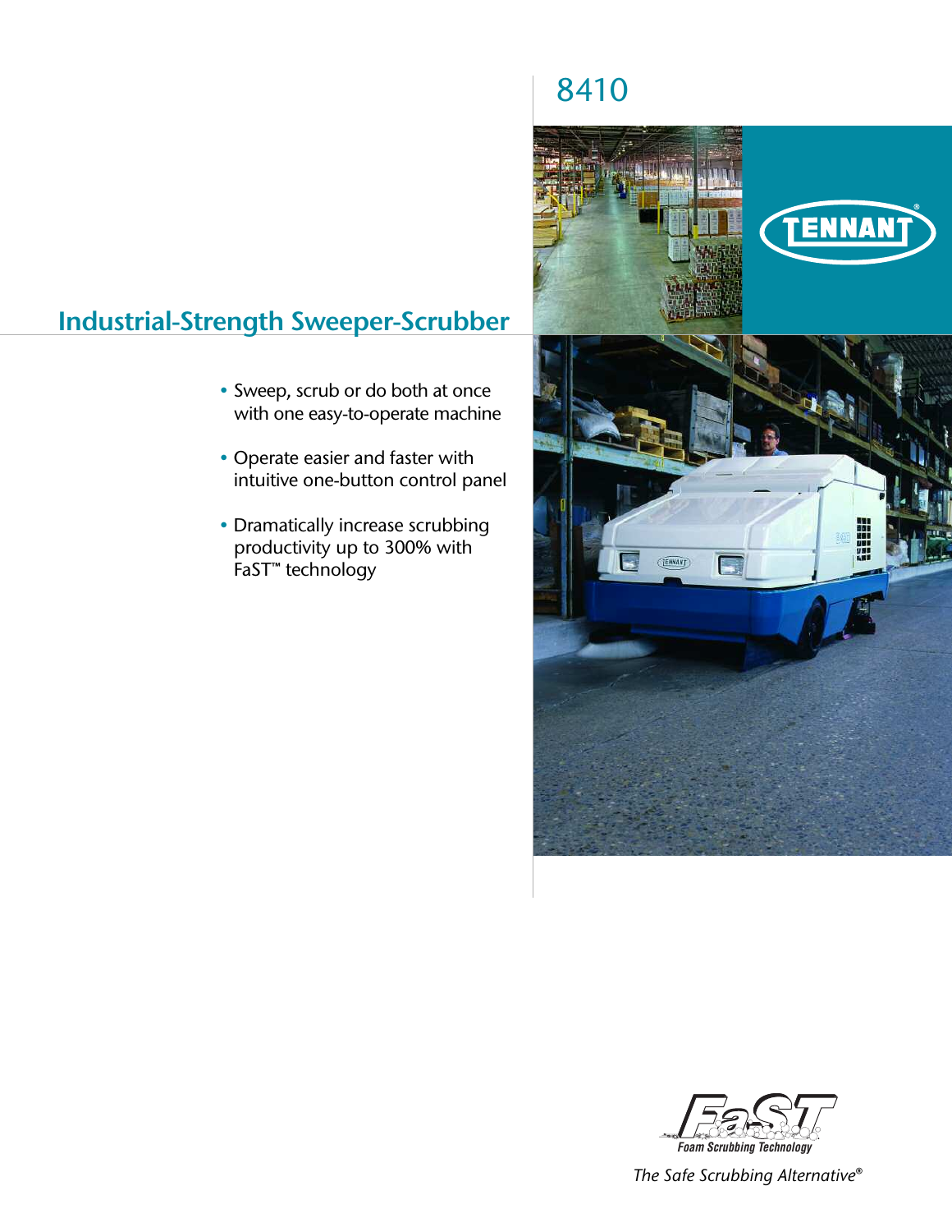# 8410

TENNANT®

## Industrial-Strength Sweeper-Scrubber

- Sweep, scrub or do both at once with one easy-to-operate machine
- Operate easier and faster with intuitive one-button control panel
- Dramatically increase scrubbing productivity up to 300% with FaST™ technology

FaST Foam Scrubbing Technology

*The Safe Scrubbing Alternative®*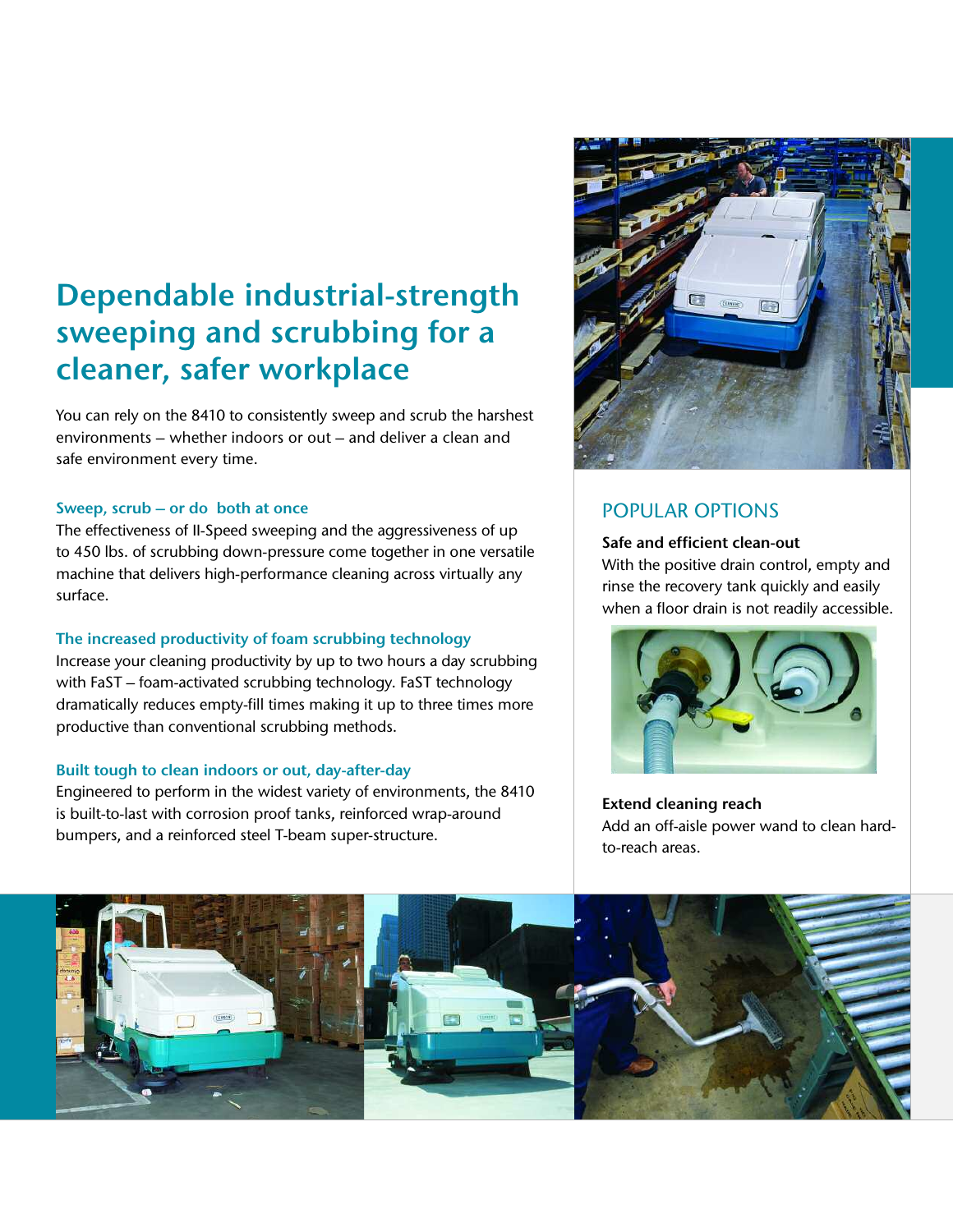# Dependable industrial-strength sweeping and scrubbing for a cleaner, safer workplace

You can rely on the 8410 to consistently sweep and scrub the harshest environments – whether indoors or out – and deliver a clean and safe environment every time.

### Sweep, scrub – or do both at once

The effectiveness of II-Speed sweeping and the aggressiveness of up to 450 lbs. of scrubbing down-pressure come together in one versatile machine that delivers high-performance cleaning across virtually any surface.

### The increased productivity of foam scrubbing technology

Increase your cleaning productivity by up to two hours a day scrubbing with FaST – foam-activated scrubbing technology. FaST technology dramatically reduces empty-fill times making it up to three times more productive than conventional scrubbing methods.

### Built tough to clean indoors or out, day-after-day

Engineered to perform in the widest variety of environments, the 8410 is built-to-last with corrosion proof tanks, reinforced wrap-around bumpers, and a reinforced steel T-beam super-structure.

## POPULAR OPTIONS

**Safe and efficient clean-out**

With the positive drain control, empty and rinse the recovery tank quickly and easily when a floor drain is not readily accessible.

**Extend cleaning reach**

Add an off-aisle power wand to clean hard-to-reach areas.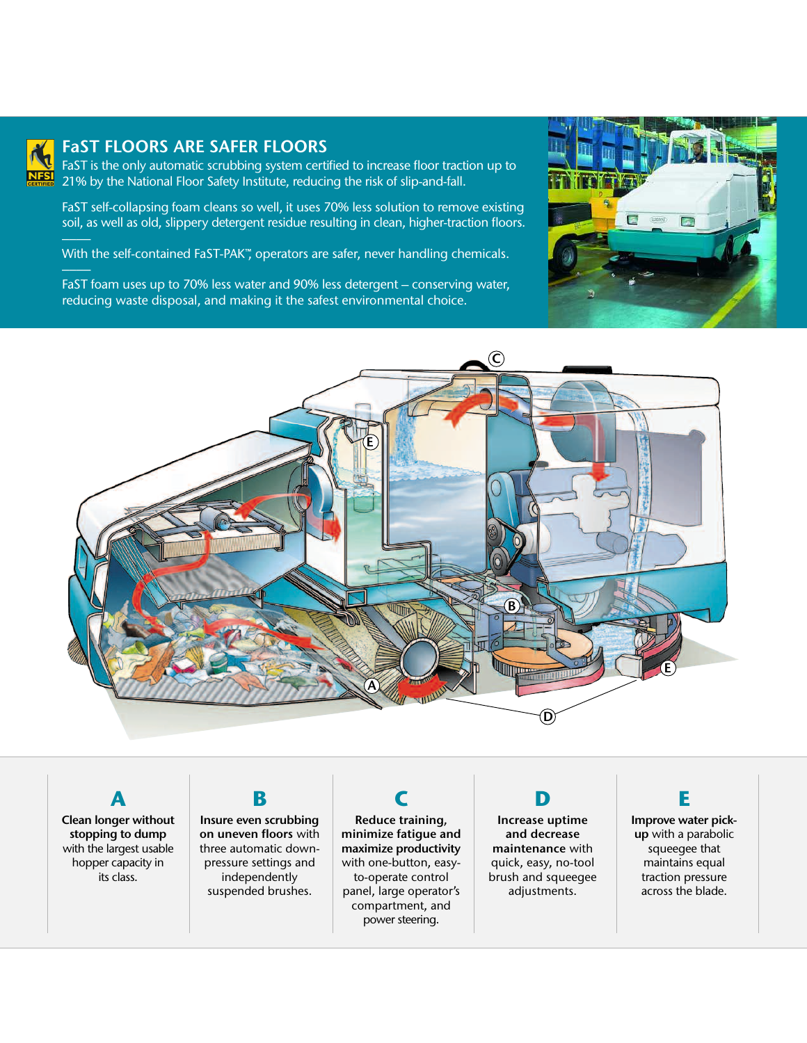## FaST FLOORS ARE SAFER FLOORS

FaST is the only automatic scrubbing system certified to increase floor traction up to 21% by the National Floor Safety Institute, reducing the risk of slip-and-fall.

FaST self-collapsing foam cleans so well, it uses 70% less solution to remove existing soil, as well as old, slippery detergent residue resulting in clean, higher-traction floors.

With the self-contained FaST-PAK™, operators are safer, never handling chemicals.

FaST foam uses up to 70% less water and 90% less detergent – conserving water, reducing waste disposal, and making it the safest environmental choice.

### A

**Clean longer without stopping to dump** with the largest usable hopper capacity in its class.

### B

**Insure even scrubbing on uneven floors** with three automatic down-pressure settings and independently suspended brushes.

### C

**Reduce training, minimize fatigue and maximize productivity** with one-button, easy-to-operate control panel, large operator's compartment, and power steering.

### D

**Increase uptime and decrease maintenance** with quick, easy, no-tool brush and squeegee adjustments.

### E

**Improve water pick-up** with a parabolic squeegee that maintains equal traction pressure across the blade.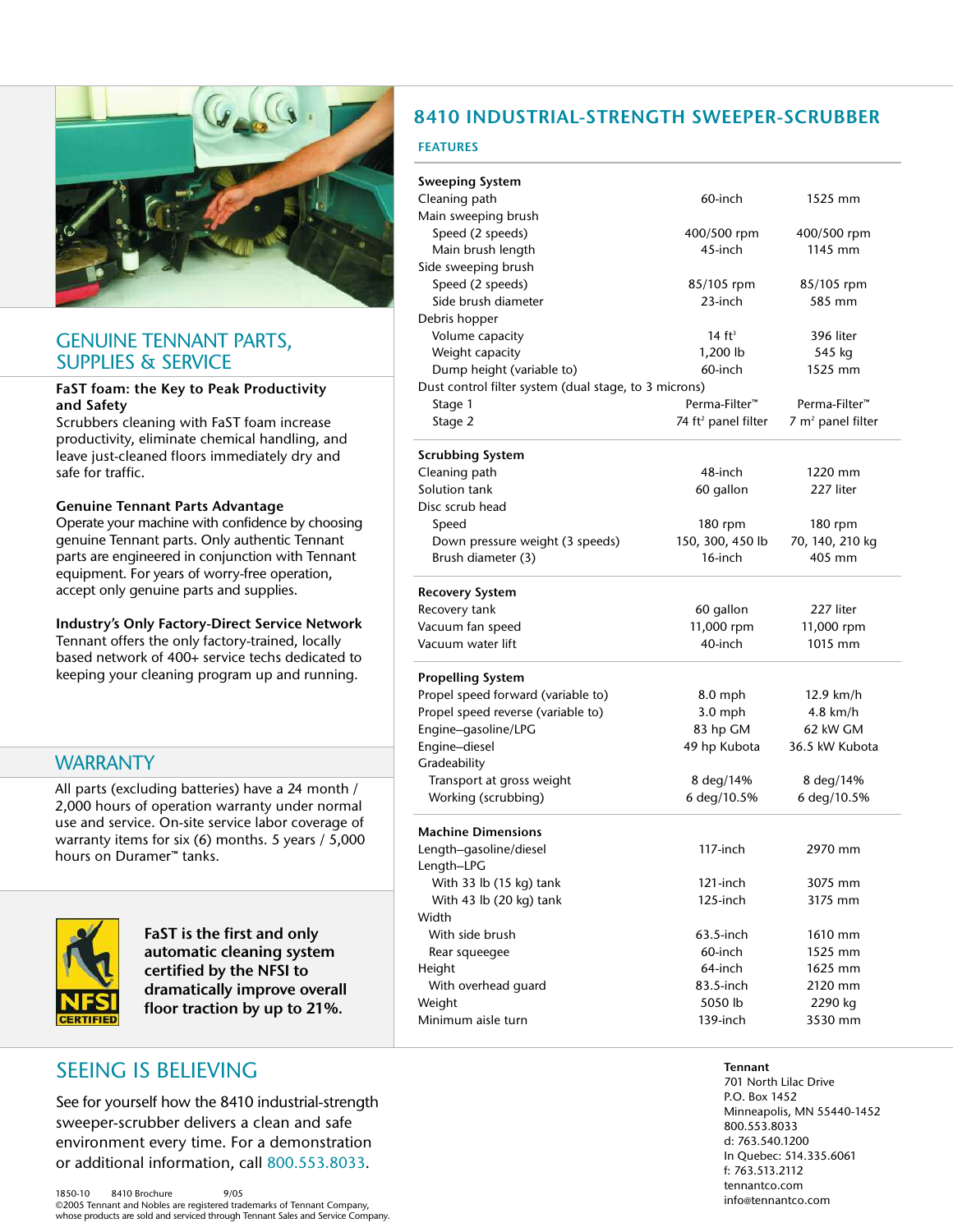## GENUINE TENNANT PARTS, SUPPLIES & SERVICE

**FaST foam: the Key to Peak Productivity and Safety**
Scrubbers cleaning with FaST foam increase productivity, eliminate chemical handling, and leave just-cleaned floors immediately dry and safe for traffic.

**Genuine Tennant Parts Advantage**
Operate your machine with confidence by choosing genuine Tennant parts. Only authentic Tennant parts are engineered in conjunction with Tennant equipment. For years of worry-free operation, accept only genuine parts and supplies.

**Industry's Only Factory-Direct Service Network**
Tennant offers the only factory-trained, locally based network of 400+ service techs dedicated to keeping your cleaning program up and running.

## WARRANTY

All parts (excluding batteries) have a 24 month / 2,000 hours of operation warranty under normal use and service. On-site service labor coverage of warranty items for six (6) months. 5 years / 5,000 hours on Duramer™ tanks.

NFSI CERTIFIED

**FaST is the first and only automatic cleaning system certified by the NFSI to dramatically improve overall floor traction by up to 21%.**

## 8410 INDUSTRIAL-STRENGTH SWEEPER-SCRUBBER

### FEATURES

| | | |
|---|---|---|
| **Sweeping System** | | |
| Cleaning path | 60-inch | 1525 mm |
| Main sweeping brush | | |
| Speed (2 speeds) | 400/500 rpm | 400/500 rpm |
| Main brush length | 45-inch | 1145 mm |
| Side sweeping brush | | |
| Speed (2 speeds) | 85/105 rpm | 85/105 rpm |
| Side brush diameter | 23-inch | 585 mm |
| Debris hopper | | |
| Volume capacity | 14 $ft^3$ | 396 liter |
| Weight capacity | 1,200 lb | 545 kg |
| Dump height (variable to) | 60-inch | 1525 mm |
| Dust control filter system (dual stage, to 3 microns) | | |
| Stage 1 | Perma-Filter™ | Perma-Filter™ |
| Stage 2 | 74 $ft^2$ panel filter | 7 $m^2$ panel filter |
| **Scrubbing System** | | |
| Cleaning path | 48-inch | 1220 mm |
| Solution tank | 60 gallon | 227 liter |
| Disc scrub head | | |
| Speed | 180 rpm | 180 rpm |
| Down pressure weight (3 speeds) | 150, 300, 450 lb | 70, 140, 210 kg |
| Brush diameter (3) | 16-inch | 405 mm |
| **Recovery System** | | |
| Recovery tank | 60 gallon | 227 liter |
| Vacuum fan speed | 11,000 rpm | 11,000 rpm |
| Vacuum water lift | 40-inch | 1015 mm |
| **Propelling System** | | |
| Propel speed forward (variable to) | 8.0 mph | 12.9 km/h |
| Propel speed reverse (variable to) | 3.0 mph | 4.8 km/h |
| Engine–gasoline/LPG | 83 hp GM | 62 kW GM |
| Engine–diesel | 49 hp Kubota | 36.5 kW Kubota |
| Gradeability | | |
| Transport at gross weight | 8 deg/14% | 8 deg/14% |
| Working (scrubbing) | 6 deg/10.5% | 6 deg/10.5% |
| **Machine Dimensions** | | |
| Length–gasoline/diesel | 117-inch | 2970 mm |
| Length–LPG | | |
| With 33 lb (15 kg) tank | 121-inch | 3075 mm |
| With 43 lb (20 kg) tank | 125-inch | 3175 mm |
| Width | | |
| With side brush | 63.5-inch | 1610 mm |
| Rear squeegee | 60-inch | 1525 mm |
| Height | 64-inch | 1625 mm |
| With overhead guard | 83.5-inch | 2120 mm |
| Weight | 5050 lb | 2290 kg |
| Minimum aisle turn | 139-inch | 3530 mm |

## SEEING IS BELIEVING

See for yourself how the 8410 industrial-strength sweeper-scrubber delivers a clean and safe environment every time. For a demonstration or additional information, call 800.553.8033.

**Tennant**
701 North Lilac Drive
P.O. Box 1452
Minneapolis, MN 55440-1452
800.553.8033
d: 763.540.1200
In Quebec: 514.335.6061
f: 763.513.2112
tennantco.com
info@tennantco.com

1850-10 8410 Brochure 9/05
©2005 Tennant and Nobles are registered trademarks of Tennant Company, whose products are sold and serviced through Tennant Sales and Service Company.